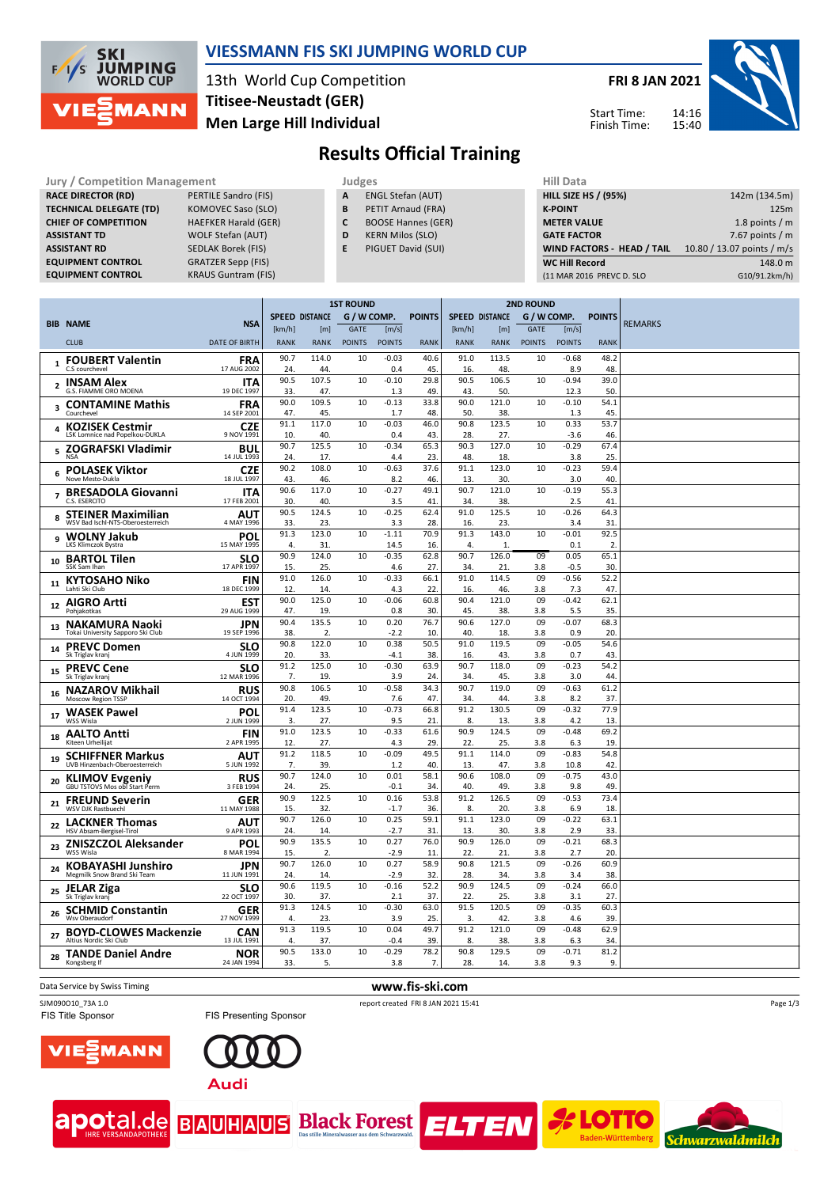# VIESSMANN FIS SKI JUMPING WORLD CUP

13th World Cup Competition
**Titisee-Neustadt (GER)**
**Men Large Hill Individual**

**FRI 8 JAN 2021**

Start Time: 14:16
Finish Time: 15:40

## Results Official Training

| Jury / Competition Management | |
|---|---|
| RACE DIRECTOR (RD) | PERTILE Sandro (FIS) |
| TECHNICAL DELEGATE (TD) | KOMOVEC Saso (SLO) |
| CHIEF OF COMPETITION | HAEFKER Harald (GER) |
| ASSISTANT TD | WOLF Stefan (AUT) |
| ASSISTANT RD | SEDLAK Borek (FIS) |
| EQUIPMENT CONTROL | GRATZER Sepp (FIS) |
| EQUIPMENT CONTROL | KRAUS Guntram (FIS) |

| Judges | |
|---|---|
| A | ENGL Stefan (AUT) |
| B | PETIT Arnaud (FRA) |
| C | BOOSE Hannes (GER) |
| D | KERN Milos (SLO) |
| E | PIGUET David (SUI) |

| Hill Data | |
|---|---|
| HILL SIZE HS / (95%) | 142m (134.5m) |
| K-POINT | 125m |
| METER VALUE | 1.8 points / m |
| GATE FACTOR | 7.67 points / m |
| WIND FACTORS - HEAD / TAIL | 10.80 / 13.07 points / m/s |
| WC Hill Record | 148.0 m |
| (11 MAR 2016 PREVC D. SLO | G10/91.2km/h) |

| BIB | NAME / CLUB | NSA / DATE OF BIRTH | 1st R SPEED [km/h] / RANK | DISTANCE [m] / RANK | GATE / POINTS | W/COMP. [m/s] / POINTS | POINTS / RANK | 2nd R SPEED [km/h] / RANK | DISTANCE [m] / RANK | GATE / POINTS | W/COMP. [m/s] / POINTS | POINTS / RANK | REMARKS |
|---|---|---|---|---|---|---|---|---|---|---|---|---|---|
| 1 | **FOUBERT Valentin** / C.S courchevel | FRA / 17 AUG 2002 | 90.7 / 24. | 114.0 / 44. | 10 | -0.03 / 0.4 | 40.6 / 45. | 91.0 / 16. | 113.5 / 48. | 10 | -0.68 / 8.9 | 48.2 / 48. | |
| 2 | **INSAM Alex** / G.S. FIAMME ORO MOENA | ITA / 19 DEC 1997 | 90.5 / 33. | 107.5 / 47. | 10 | -0.10 / 1.3 | 29.8 / 49. | 90.5 / 43. | 106.5 / 50. | 10 | -0.94 / 12.3 | 39.0 / 50. | |
| 3 | **CONTAMINE Mathis** / Courchevel | FRA / 14 SEP 2001 | 90.0 / 47. | 109.5 / 45. | 10 | -0.13 / 1.7 | 33.8 / 48. | 90.0 / 50. | 121.0 / 38. | 10 | -0.10 / 1.3 | 54.1 / 45. | |
| 4 | **KOZISEK Cestmir** / LSK Lomnice nad Popelkou-DUKLA | CZE / 9 NOV 1991 | 91.1 / 10. | 117.0 / 40. | 10 | -0.03 / 0.4 | 46.0 / 43. | 90.8 / 28. | 123.5 / 27. | 10 | 0.33 / -3.6 | 53.7 / 46. | |
| 5 | **ZOGRAFSKI Vladimir** / NSA | BUL / 14 JUL 1993 | 90.7 / 24. | 125.5 / 17. | 10 | -0.34 / 4.4 | 65.3 / 23. | 90.3 / 48. | 127.0 / 18. | 10 | -0.29 / 3.8 | 67.4 / 25. | |
| 6 | **POLASEK Viktor** / Nove Mesto-Dukla | CZE / 18 JUL 1997 | 90.2 / 43. | 108.0 / 46. | 10 | -0.63 / 8.2 | 37.6 / 46. | 91.1 / 13. | 123.0 / 30. | 10 | -0.23 / 3.0 | 59.4 / 40. | |
| 7 | **BRESADOLA Giovanni** / C.S. ESERCITO | ITA / 17 FEB 2001 | 90.6 / 30. | 117.0 / 40. | 10 | -0.27 / 3.5 | 49.1 / 41. | 90.7 / 34. | 121.0 / 38. | 10 | -0.19 / 2.5 | 55.3 / 41. | |
| 8 | **STEINER Maximilian** / WSV Bad Ischl-NTS-Oberoesterreich | AUT / 4 MAY 1996 | 90.5 / 33. | 124.5 / 23. | 10 | -0.25 / 3.3 | 62.4 / 28. | 91.0 / 16. | 125.5 / 23. | 10 | -0.26 / 3.4 | 64.3 / 31. | |
| 9 | **WOLNY Jakub** / LKS Klimczok Bystra | POL / 15 MAY 1995 | 91.3 / 4. | 123.0 / 31. | 10 | -1.11 / 14.5 | 70.9 / 16. | 91.3 / 4. | 143.0 / 1. | 10 | -0.01 / 0.1 | 92.5 / 2. | |
| 10 | **BARTOL Tilen** / SSK Sam Ihan | SLO / 17 APR 1997 | 90.9 / 15. | 124.0 / 25. | 10 | -0.35 / 4.6 | 62.8 / 27. | 90.7 / 34. | 126.0 / 21. | 09 / 3.8 | 0.05 / -0.5 | 65.1 / 30. | |
| 11 | **KYTOSAHO Niko** / Lahti Ski Club | FIN / 18 DEC 1999 | 91.0 / 12. | 126.0 / 14. | 10 | -0.33 / 4.3 | 66.1 / 22. | 91.0 / 16. | 114.5 / 46. | 09 / 3.8 | -0.56 / 7.3 | 52.2 / 47. | |
| 12 | **AIGRO Artti** / Pohjakotkas | EST / 29 AUG 1999 | 90.0 / 47. | 125.0 / 19. | 10 | -0.06 / 0.8 | 60.8 / 30. | 90.4 / 45. | 121.0 / 38. | 09 / 3.8 | -0.42 / 5.5 | 62.1 / 35. | |
| 13 | **NAKAMURA Naoki** / Tokai University Sapporo Ski Club | JPN / 19 SEP 1996 | 90.4 / 38. | 135.5 / 2. | 10 | 0.20 / -2.2 | 76.7 / 10. | 90.6 / 40. | 127.0 / 18. | 09 / 3.8 | -0.07 / 0.9 | 68.3 / 20. | |
| 14 | **PREVC Domen** / Sk Triglav kranj | SLO / 4 JUN 1999 | 90.8 / 20. | 122.0 / 33. | 10 | 0.38 / -4.1 | 50.5 / 38. | 91.0 / 16. | 119.5 / 43. | 09 / 3.8 | -0.05 / 0.7 | 54.6 / 43. | |
| 15 | **PREVC Cene** / Sk Triglav kranj | SLO / 12 MAR 1996 | 91.2 / 7. | 125.0 / 19. | 10 | -0.30 / 3.9 | 63.9 / 24. | 90.7 / 34. | 118.0 / 45. | 09 / 3.8 | -0.23 / 3.0 | 54.2 / 44. | |
| 16 | **NAZAROV Mikhail** / Moscow Region TSSP | RUS / 14 OCT 1994 | 90.8 / 20. | 106.5 / 49. | 10 | -0.58 / 7.6 | 34.3 / 47. | 90.7 / 34. | 119.0 / 44. | 09 / 3.8 | -0.63 / 8.2 | 61.2 / 37. | |
| 17 | **WASEK Pawel** / WSS Wisla | POL / 2 JUN 1999 | 91.4 / 3. | 123.5 / 27. | 10 | -0.73 / 9.5 | 66.8 / 21. | 91.2 / 8. | 130.5 / 13. | 09 / 3.8 | -0.32 / 4.2 | 77.9 / 13. | |
| 18 | **AALTO Antti** / Kiteen Urheilijat | FIN / 2 APR 1995 | 91.0 / 12. | 123.5 / 27. | 10 | -0.33 / 4.3 | 61.6 / 29. | 90.9 / 22. | 124.5 / 25. | 09 / 3.8 | -0.48 / 6.3 | 69.2 / 19. | |
| 19 | **SCHIFFNER Markus** / UVB Hinzenbach-Oberoesterreich | AUT / 5 JUN 1992 | 91.2 / 7. | 118.5 / 39. | 10 | -0.09 / 1.2 | 49.5 / 40. | 91.1 / 13. | 114.0 / 47. | 09 / 3.8 | -0.83 / 10.8 | 54.8 / 42. | |
| 20 | **KLIMOV Evgeniy** / GBU TSTOVS Mos obl Start Perm | RUS / 3 FEB 1994 | 90.7 / 24. | 124.0 / 25. | 10 | 0.01 / -0.1 | 58.1 / 34. | 90.6 / 40. | 108.0 / 49. | 09 / 3.8 | -0.75 / 9.8 | 43.0 / 49. | |
| 21 | **FREUND Severin** / WSV DJK Rastbuechl | GER / 11 MAY 1988 | 90.9 / 15. | 122.5 / 32. | 10 | 0.16 / -1.7 | 53.8 / 36. | 91.2 / 8. | 126.5 / 20. | 09 / 3.8 | -0.53 / 6.9 | 73.4 / 18. | |
| 22 | **LACKNER Thomas** / HSV Absam-Bergisel-Tirol | AUT / 9 APR 1993 | 90.7 / 24. | 126.0 / 14. | 10 | 0.25 / -2.7 | 59.1 / 31. | 91.1 / 13. | 123.0 / 30. | 09 / 3.8 | -0.22 / 2.9 | 63.1 / 33. | |
| 23 | **ZNISZCZOL Aleksander** / WSS Wisla | POL / 8 MAR 1994 | 90.9 / 15. | 135.5 / 2. | 10 | 0.27 / -2.9 | 76.0 / 11. | 90.9 / 22. | 126.0 / 21. | 09 / 3.8 | -0.21 / 2.7 | 68.3 / 20. | |
| 24 | **KOBAYASHI Junshiro** / Megmilk Snow Brand Ski Team | JPN / 11 JUN 1991 | 90.7 / 24. | 126.0 / 14. | 10 | 0.27 / -2.9 | 58.9 / 32. | 90.8 / 28. | 121.5 / 34. | 09 / 3.8 | -0.26 / 3.4 | 60.9 / 38. | |
| 25 | **JELAR Ziga** / Sk Triglav kranj | SLO / 22 OCT 1997 | 90.6 / 30. | 119.5 / 37. | 10 | -0.16 / 2.1 | 52.2 / 37. | 90.9 / 22. | 124.5 / 25. | 09 / 3.8 | -0.24 / 3.1 | 66.0 / 27. | |
| 26 | **SCHMID Constantin** / Wsv Oberaudorf | GER / 27 NOV 1999 | 91.3 / 4. | 124.5 / 23. | 10 | -0.30 / 3.9 | 63.0 / 25. | 91.5 / 3. | 120.5 / 42. | 09 / 3.8 | -0.35 / 4.6 | 60.3 / 39. | |
| 27 | **BOYD-CLOWES Mackenzie** / Altius Nordic Ski Club | CAN / 13 JUL 1991 | 91.3 / 4. | 119.5 / 37. | 10 | 0.04 / -0.4 | 49.7 / 39. | 91.2 / 8. | 121.0 / 38. | 09 / 3.8 | -0.48 / 6.3 | 62.9 / 34. | |
| 28 | **TANDE Daniel Andre** / Kongsberg If | NOR / 24 JAN 1994 | 90.5 / 33. | 133.0 / 5. | 10 | -0.29 / 3.8 | 78.2 / 7. | 90.8 / 28. | 129.5 / 14. | 09 / 3.8 | -0.71 / 9.3 | 81.2 / 9. | |

Data Service by Swiss Timing

www.fis-ski.com

SJM090O10_73A 1.0 report created FRI 8 JAN 2021 15:41

FIS Title Sponsor FIS Presenting Sponsor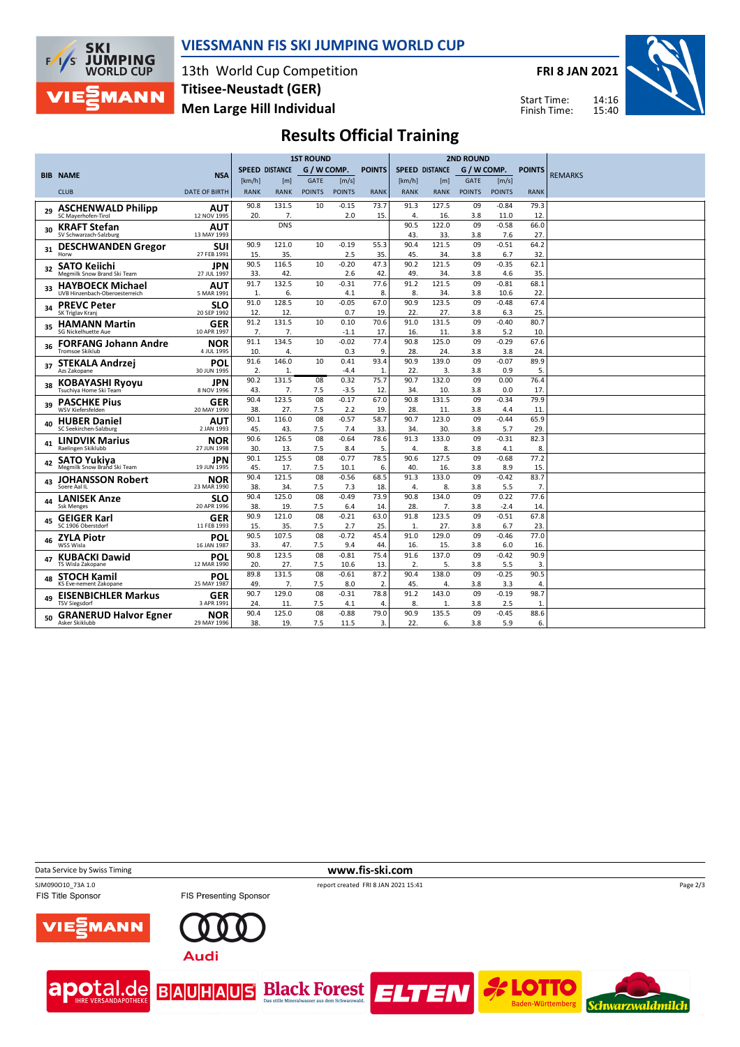# VIESSMANN FIS SKI JUMPING WORLD CUP

13th World Cup Competition
Titisee-Neustadt (GER)
Men Large Hill Individual

FRI 8 JAN 2021

Start Time: 14:16
Finish Time: 15:40

## Results Official Training

| BIB | NAME / CLUB | NSA / DATE OF BIRTH | 1ST ROUND SPEED [km/h] / RANK | DISTANCE [m] / RANK | GATE / POINTS | WIND [m/s] / POINTS | POINTS / RANK | 2ND ROUND SPEED [km/h] / RANK | DISTANCE [m] / RANK | GATE / POINTS | WIND [m/s] / POINTS | POINTS / RANK | REMARKS |
|---|---|---|---|---|---|---|---|---|---|---|---|---|---|
| 29 | ASCHENWALD Philipp / SC Mayerhofen-Tirol | AUT / 12 NOV 1995 | 90.8 / 20. | 131.5 / 7. | 10 | -0.15 / 2.0 | 73.7 / 15. | 91.3 / 4. | 127.5 / 16. | 09 / 3.8 | -0.84 / 11.0 | 79.3 / 12. | |
| 30 | KRAFT Stefan / SV Schwarzach-Salzburg | AUT / 13 MAY 1993 | | DNS | | | | 90.5 / 43. | 122.0 / 33. | 09 / 3.8 | -0.58 / 7.6 | 66.0 / 27. | |
| 31 | DESCHWANDEN Gregor / Horw | SUI / 27 FEB 1991 | 90.9 / 15. | 121.0 / 35. | 10 | -0.19 / 2.5 | 55.3 / 35. | 90.4 / 45. | 121.5 / 34. | 09 / 3.8 | -0.51 / 6.7 | 64.2 / 32. | |
| 32 | SATO Keiichi / Megmilk Snow Brand Ski Team | JPN / 27 JUL 1997 | 90.5 / 33. | 116.5 / 42. | 10 | -0.20 / 2.6 | 47.3 / 42. | 90.2 / 49. | 121.5 / 34. | 09 / 3.8 | -0.35 / 4.6 | 62.1 / 35. | |
| 33 | HAYBOECK Michael / UVB Hinzenbach-Oberoesterreich | AUT / 5 MAR 1991 | 91.7 / 1. | 132.5 / 6. | 10 | -0.31 / 4.1 | 77.6 / 8. | 91.2 / 8. | 121.5 / 34. | 09 / 3.8 | -0.81 / 10.6 | 68.1 / 22. | |
| 34 | PREVC Peter / SK Triglav Kranj | SLO / 20 SEP 1992 | 91.0 / 12. | 128.5 / 12. | 10 | -0.05 / 0.7 | 67.0 / 19. | 90.9 / 22. | 123.5 / 27. | 09 / 3.8 | -0.48 / 6.3 | 67.4 / 25. | |
| 35 | HAMANN Martin / SG Nickelhuette Aue | GER / 10 APR 1997 | 91.2 / 7. | 131.5 / 7. | 10 | 0.10 / -1.1 | 70.6 / 17. | 91.0 / 16. | 131.5 / 11. | 09 / 3.8 | -0.40 / 5.2 | 80.7 / 10. | |
| 36 | FORFANG Johann Andre / Tromsoe Skiklub | NOR / 4 JUL 1995 | 91.1 / 10. | 134.5 / 4. | 10 | -0.02 / 0.3 | 77.4 / 9. | 90.8 / 28. | 125.0 / 24. | 09 / 3.8 | -0.29 / 3.8 | 67.6 / 24. | |
| 37 | STEKALA Andrzej / Azs Zakopane | POL / 30 JUN 1995 | 91.6 / 2. | 146.0 / 1. | 10 | 0.41 / -4.4 | 93.4 / 1. | 90.9 / 22. | 139.0 / 3. | 09 / 3.8 | -0.07 / 0.9 | 89.9 / 5. | |
| 38 | KOBAYASHI Ryoyu / Tsuchiya Home Ski Team | JPN / 8 NOV 1996 | 90.2 / 43. | 131.5 / 7. | 08 / 7.5 | 0.32 / -3.5 | 75.7 / 12. | 90.7 / 34. | 132.0 / 10. | 09 / 3.8 | 0.00 / 0.0 | 76.4 / 17. | |
| 39 | PASCHKE Pius / WSV Kiefersfelden | GER / 20 MAY 1990 | 90.4 / 38. | 123.5 / 27. | 08 / 7.5 | -0.17 / 2.2 | 67.0 / 19. | 90.8 / 28. | 131.5 / 11. | 09 / 3.8 | -0.34 / 4.4 | 79.9 / 11. | |
| 40 | HUBER Daniel / SC Seekirchen-Salzburg | AUT / 2 JAN 1993 | 90.1 / 45. | 116.0 / 43. | 08 / 7.5 | -0.57 / 7.4 | 58.7 / 33. | 90.7 / 34. | 123.0 / 30. | 09 / 3.8 | -0.44 / 5.7 | 65.9 / 29. | |
| 41 | LINDVIK Marius / Raelingen Skiklubb | NOR / 27 JUN 1998 | 90.6 / 30. | 126.5 / 13. | 08 / 7.5 | -0.64 / 8.4 | 78.6 / 5. | 91.3 / 4. | 133.0 / 8. | 09 / 3.8 | -0.31 / 4.1 | 82.3 / 8. | |
| 42 | SATO Yukiya / Megmilk Snow Brand Ski Team | JPN / 19 JUN 1995 | 90.1 / 45. | 125.5 / 17. | 08 / 7.5 | -0.77 / 10.1 | 78.5 / 6. | 90.6 / 40. | 127.5 / 16. | 09 / 3.8 | -0.68 / 8.9 | 77.2 / 15. | |
| 43 | JOHANSSON Robert / Soere Aal IL | NOR / 23 MAR 1990 | 90.4 / 38. | 121.5 / 34. | 08 / 7.5 | -0.56 / 7.3 | 68.5 / 18. | 91.3 / 4. | 133.0 / 8. | 09 / 3.8 | -0.42 / 5.5 | 83.7 / 7. | |
| 44 | LANISEK Anze / Ssk Menges | SLO / 20 APR 1996 | 90.4 / 38. | 125.0 / 19. | 08 / 7.5 | -0.49 / 6.4 | 73.9 / 14. | 90.8 / 28. | 134.0 / 7. | 09 / 3.8 | 0.22 / -2.4 | 77.6 / 14. | |
| 45 | GEIGER Karl / SC 1906 Oberstdorf | GER / 11 FEB 1993 | 90.9 / 15. | 121.0 / 35. | 08 / 7.5 | -0.21 / 2.7 | 63.0 / 25. | 91.8 / 1. | 123.5 / 27. | 09 / 3.8 | -0.51 / 6.7 | 67.8 / 23. | |
| 46 | ZYLA Piotr / WSS Wisla | POL / 16 JAN 1987 | 90.5 / 33. | 107.5 / 47. | 08 / 7.5 | -0.72 / 9.4 | 45.4 / 44. | 91.0 / 16. | 129.0 / 15. | 09 / 3.8 | -0.46 / 6.0 | 77.0 / 16. | |
| 47 | KUBACKI Dawid / TS Wisla Zakopane | POL / 12 MAR 1990 | 90.8 / 20. | 123.5 / 27. | 08 / 7.5 | -0.81 / 10.6 | 75.4 / 13. | 91.6 / 2. | 137.0 / 5. | 09 / 3.8 | -0.42 / 5.5 | 90.9 / 3. | |
| 48 | STOCH Kamil / KS Eve-nement Zakopane | POL / 25 MAY 1987 | 89.8 / 49. | 131.5 / 7. | 08 / 7.5 | -0.61 / 8.0 | 87.2 / 2. | 90.4 / 45. | 138.0 / 4. | 09 / 3.8 | -0.25 / 3.3 | 90.5 / 4. | |
| 49 | EISENBICHLER Markus / TSV Siegsdorf | GER / 3 APR 1991 | 90.7 / 24. | 129.0 / 11. | 08 / 7.5 | -0.31 / 4.1 | 78.8 / 4. | 91.2 / 8. | 143.0 / 1. | 09 / 3.8 | -0.19 / 2.5 | 98.7 / 1. | |
| 50 | GRANERUD Halvor Egner / Asker Skiklubb | NOR / 29 MAY 1996 | 90.4 / 38. | 125.0 / 19. | 08 / 7.5 | -0.88 / 11.5 | 79.0 / 3. | 90.9 / 22. | 135.5 / 6. | 09 / 3.8 | -0.45 / 5.9 | 88.6 / 6. | |

Data Service by Swiss Timing — www.fis-ski.com

SJM090O10_73A 1.0 — report created FRI 8 JAN 2021 15:41

FIS Title Sponsor: VIESSMANN — FIS Presenting Sponsor: Audi

apotal.de — BAUHAUS — Black Forest — ELTEN — LOTTO Baden-Württemberg — Schwarzwaldmilch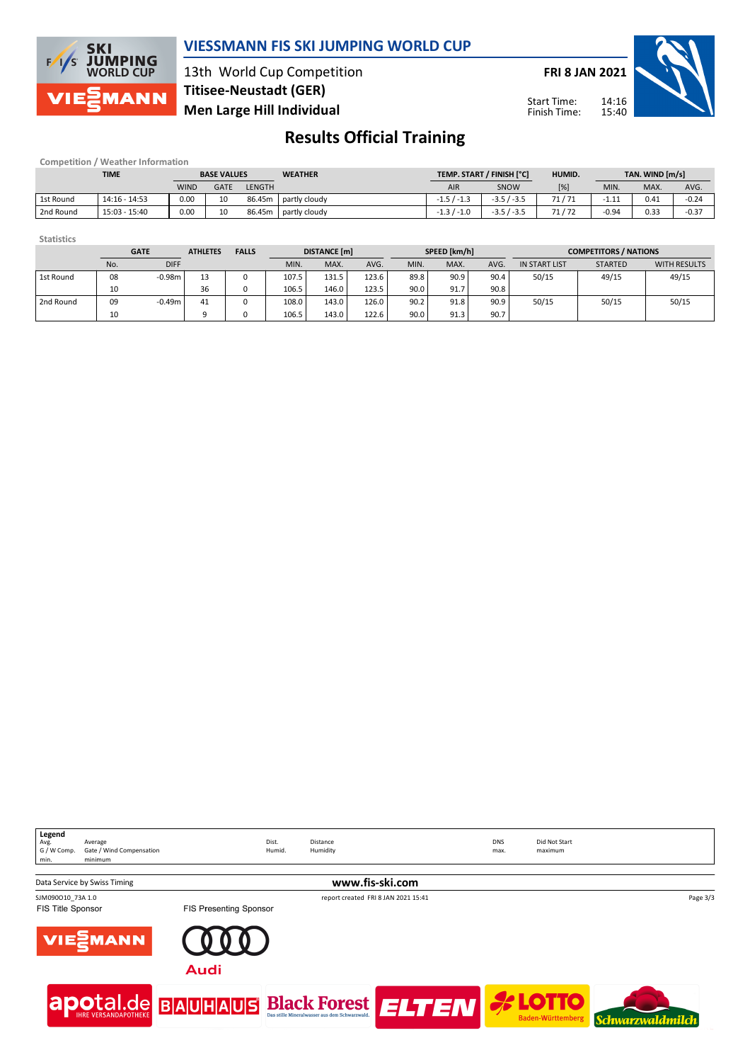# VIESSMANN FIS SKI JUMPING WORLD CUP

13th World Cup Competition
**Titisee-Neustadt (GER)**
**Men Large Hill Individual**

**FRI 8 JAN 2021**

Start Time: 14:16
Finish Time: 15:40

## Results Official Training

**Competition / Weather Information**

| TIME | | BASE VALUES | | | WEATHER | TEMP. START / FINISH [°C] | | HUMID. | TAN. WIND [m/s] | | |
|---|---|---|---|---|---|---|---|---|---|---|---|
| | | WIND | GATE | LENGTH | | AIR | SNOW | [%] | MIN. | MAX. | AVG. |
| 1st Round | 14:16 - 14:53 | 0.00 | 10 | 86.45m | partly cloudy | -1.5 / -1.3 | -3.5 / -3.5 | 71 / 71 | -1.11 | 0.41 | -0.24 |
| 2nd Round | 15:03 - 15:40 | 0.00 | 10 | 86.45m | partly cloudy | -1.3 / -1.0 | -3.5 / -3.5 | 71 / 72 | -0.94 | 0.33 | -0.37 |

**Statistics**

| | GATE | | ATHLETES | FALLS | DISTANCE [m] | | | SPEED [km/h] | | | COMPETITORS / NATIONS | | |
|---|---|---|---|---|---|---|---|---|---|---|---|---|---|
| | No. | DIFF | | | MIN. | MAX. | AVG. | MIN. | MAX. | AVG. | IN START LIST | STARTED | WITH RESULTS |
| 1st Round | 08 | -0.98m | 13 | 0 | 107.5 | 131.5 | 123.6 | 89.8 | 90.9 | 90.4 | 50/15 | 49/15 | 49/15 |
| | 10 | | 36 | 0 | 106.5 | 146.0 | 123.5 | 90.0 | 91.7 | 90.8 | | | |
| 2nd Round | 09 | -0.49m | 41 | 0 | 108.0 | 143.0 | 126.0 | 90.2 | 91.8 | 90.9 | 50/15 | 50/15 | 50/15 |
| | 10 | | 9 | 0 | 106.5 | 143.0 | 122.6 | 90.0 | 91.3 | 90.7 | | | |

**Legend**

| | | | | | |
|---|---|---|---|---|---|
| Avg. | Average | Dist. | Distance | DNS | Did Not Start |
| G / W Comp. | Gate / Wind Compensation | Humid. | Humidity | max. | maximum |
| min. | minimum | | | | |

Data Service by Swiss Timing — www.fis-ski.com

SJM090O10_73A 1.0 — report created FRI 8 JAN 2021 15:41

FIS Title Sponsor — FIS Presenting Sponsor